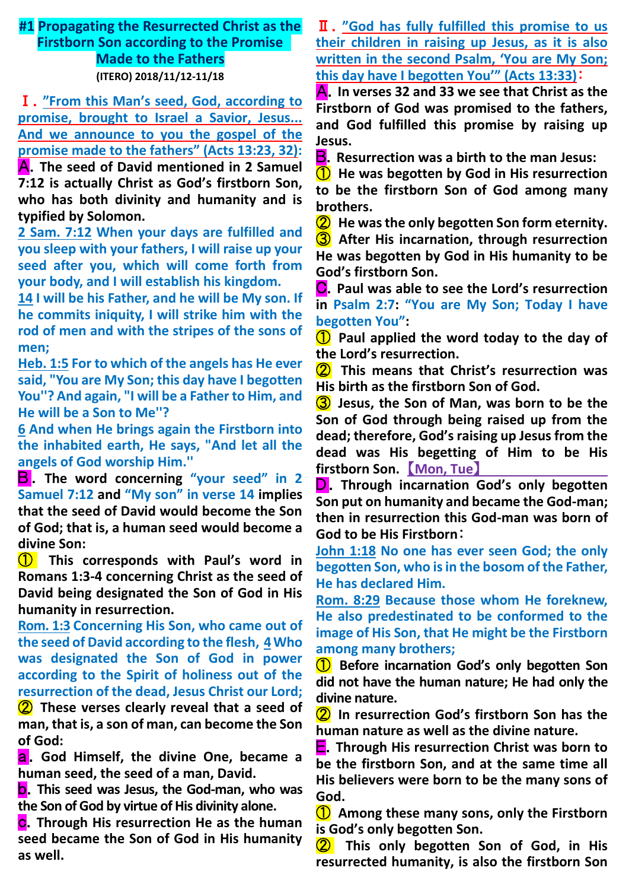# #1 Propagating the Resurrected Christ as the Firstborn Son according to the Promise Made to the Fathers

**(ITERO) 2018/11/12-11/18**

## Ⅰ. "From this Man's seed, God, according to promise, brought to Israel a Savior, Jesus... And we announce to you the gospel of the promise made to the fathers" (Acts 13:23, 32):

**A. The seed of David mentioned in 2 Samuel 7:12 is actually Christ as God's firstborn Son, who has both divinity and humanity and is typified by Solomon.**

2 Sam. 7:12 When your days are fulfilled and you sleep with your fathers, I will raise up your seed after you, which will come forth from your body, and I will establish his kingdom.

14 I will be his Father, and he will be My son. If he commits iniquity, I will strike him with the rod of men and with the stripes of the sons of men;

Heb. 1:5 For to which of the angels has He ever said, "You are My Son; this day have I begotten You"? And again, "I will be a Father to Him, and He will be a Son to Me"?

6 And when He brings again the Firstborn into the inhabited earth, He says, "And let all the angels of God worship Him."

**B. The word concerning "your seed" in 2 Samuel 7:12 and "My son" in verse 14 implies that the seed of David would become the Son of God; that is, a human seed would become a divine Son:**

**① This corresponds with Paul's word in Romans 1:3-4 concerning Christ as the seed of David being designated the Son of God in His humanity in resurrection.**

Rom. 1:3 Concerning His Son, who came out of the seed of David according to the flesh, 4 Who was designated the Son of God in power according to the Spirit of holiness out of the resurrection of the dead, Jesus Christ our Lord;

**② These verses clearly reveal that a seed of man, that is, a son of man, can become the Son of God:**

**a. God Himself, the divine One, became a human seed, the seed of a man, David.**

**b. This seed was Jesus, the God-man, who was the Son of God by virtue of His divinity alone.**

**c. Through His resurrection He as the human seed became the Son of God in His humanity as well.**

## Ⅱ. "God has fully fulfilled this promise to us their children in raising up Jesus, as it is also written in the second Psalm, 'You are My Son; this day have I begotten You'" (Acts 13:33):

**A. In verses 32 and 33 we see that Christ as the Firstborn of God was promised to the fathers, and God fulfilled this promise by raising up Jesus.**

**B. Resurrection was a birth to the man Jesus:**

**① He was begotten by God in His resurrection to be the firstborn Son of God among many brothers.**

**② He was the only begotten Son form eternity.**

**③ After His incarnation, through resurrection He was begotten by God in His humanity to be God's firstborn Son.**

**C. Paul was able to see the Lord's resurrection in Psalm 2:7: "You are My Son; Today I have begotten You":**

**① Paul applied the word today to the day of the Lord's resurrection.**

**② This means that Christ's resurrection was His birth as the firstborn Son of God.**

**③ Jesus, the Son of Man, was born to be the Son of God through being raised up from the dead; therefore, God's raising up Jesus from the dead was His begetting of Him to be His firstborn Son.** 【Mon, Tue】

**D. Through incarnation God's only begotten Son put on humanity and became the God-man; then in resurrection this God-man was born of God to be His Firstborn:**

John 1:18 No one has ever seen God; the only begotten Son, who is in the bosom of the Father, He has declared Him.

Rom. 8:29 Because those whom He foreknew, He also predestinated to be conformed to the image of His Son, that He might be the Firstborn among many brothers;

**① Before incarnation God's only begotten Son did not have the human nature; He had only the divine nature.**

**② In resurrection God's firstborn Son has the human nature as well as the divine nature.**

**E. Through His resurrection Christ was born to be the firstborn Son, and at the same time all His believers were born to be the many sons of God.**

**① Among these many sons, only the Firstborn is God's only begotten Son.**

**② This only begotten Son of God, in His resurrected humanity, is also the firstborn Son**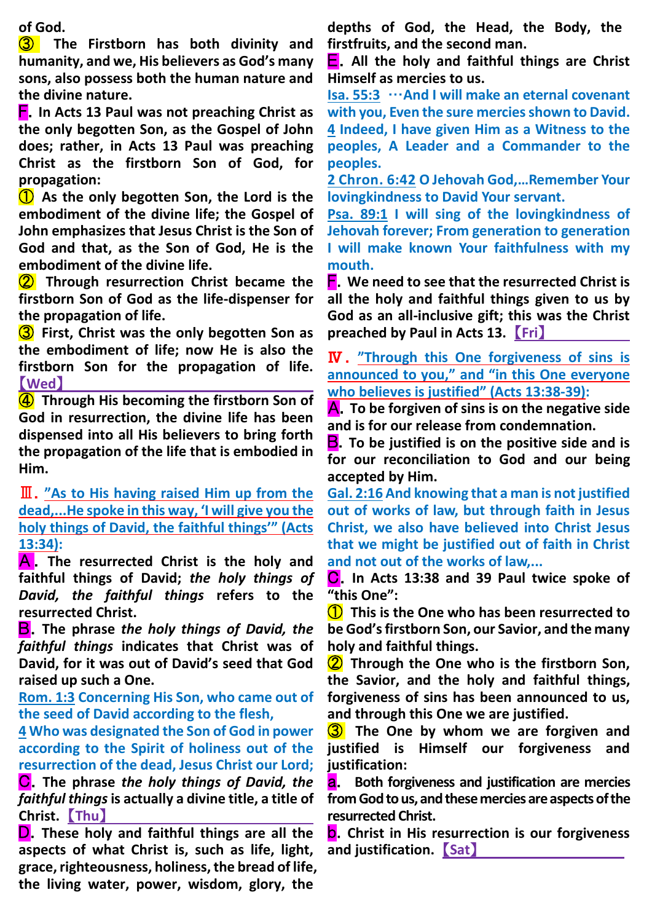of God.

③ The Firstborn has both divinity and humanity, and we, His believers as God's many sons, also possess both the human nature and the divine nature.

**F.** In Acts 13 Paul was not preaching Christ as the only begotten Son, as the Gospel of John does; rather, in Acts 13 Paul was preaching Christ as the firstborn Son of God, for propagation:

① As the only begotten Son, the Lord is the embodiment of the divine life; the Gospel of John emphasizes that Jesus Christ is the Son of God and that, as the Son of God, He is the embodiment of the divine life.

② Through resurrection Christ became the firstborn Son of God as the life-dispenser for the propagation of life.

③ First, Christ was the only begotten Son as the embodiment of life; now He is also the firstborn Son for the propagation of life. 【Wed】

④ Through His becoming the firstborn Son of God in resurrection, the divine life has been dispensed into all His believers to bring forth the propagation of the life that is embodied in Him.

## Ⅲ. "As to His having raised Him up from the dead,...He spoke in this way, 'I will give you the holy things of David, the faithful things'" (Acts 13:34):

**A.** The resurrected Christ is the holy and faithful things of David; *the holy things of David, the faithful things* refers to the resurrected Christ.

**B.** The phrase *the holy things of David, the faithful things* indicates that Christ was of David, for it was out of David's seed that God raised up such a One.

Rom. 1:3 Concerning His Son, who came out of the seed of David according to the flesh,
4 Who was designated the Son of God in power according to the Spirit of holiness out of the resurrection of the dead, Jesus Christ our Lord;

**C.** The phrase *the holy things of David, the faithful things* is actually a divine title, a title of Christ. 【Thu】

**D.** These holy and faithful things are all the aspects of what Christ is, such as life, light, grace, righteousness, holiness, the bread of life, the living water, power, wisdom, glory, the depths of God, the Head, the Body, the firstfruits, and the second man.

**E.** All the holy and faithful things are Christ Himself as mercies to us.

Isa. 55:3 …And I will make an eternal covenant with you, Even the sure mercies shown to David.
4 Indeed, I have given Him as a Witness to the peoples, A Leader and a Commander to the peoples.

2 Chron. 6:42 O Jehovah God,…Remember Your lovingkindness to David Your servant.

Psa. 89:1 I will sing of the lovingkindness of Jehovah forever; From generation to generation I will make known Your faithfulness with my mouth.

**F.** We need to see that the resurrected Christ is all the holy and faithful things given to us by God as an all-inclusive gift; this was the Christ preached by Paul in Acts 13. 【Fri】

## Ⅳ. "Through this One forgiveness of sins is announced to you," and "in this One everyone who believes is justified" (Acts 13:38-39):

**A.** To be forgiven of sins is on the negative side and is for our release from condemnation.

**B.** To be justified is on the positive side and is for our reconciliation to God and our being accepted by Him.

Gal. 2:16 And knowing that a man is not justified out of works of law, but through faith in Jesus Christ, we also have believed into Christ Jesus that we might be justified out of faith in Christ and not out of the works of law,...

**C.** In Acts 13:38 and 39 Paul twice spoke of "this One":

① This is the One who has been resurrected to be God's firstborn Son, our Savior, and the many holy and faithful things.

② Through the One who is the firstborn Son, the Savior, and the holy and faithful things, forgiveness of sins has been announced to us, and through this One we are justified.

③ The One by whom we are forgiven and justified is Himself our forgiveness and justification:

**a.** Both forgiveness and justification are mercies from God to us, and these mercies are aspects of the resurrected Christ.

**b.** Christ in His resurrection is our forgiveness and justification. 【Sat】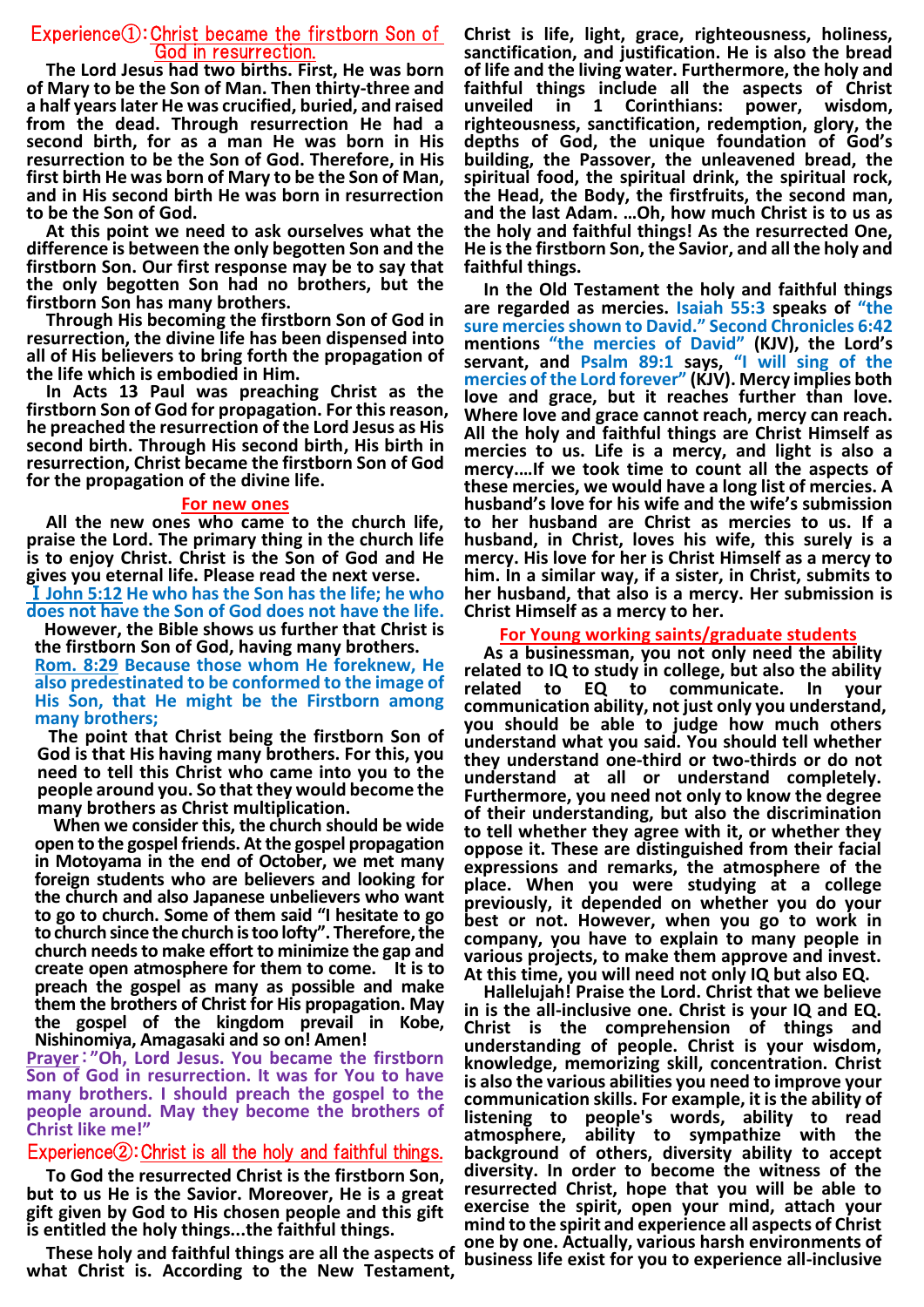## Experience①: Christ became the firstborn Son of God in resurrection.

**The Lord Jesus had two births. First, He was born of Mary to be the Son of Man. Then thirty-three and a half years later He was crucified, buried, and raised from the dead. Through resurrection He had a second birth, for as a man He was born in His resurrection to be the Son of God. Therefore, in His first birth He was born of Mary to be the Son of Man, and in His second birth He was born in resurrection to be the Son of God.**

**At this point we need to ask ourselves what the difference is between the only begotten Son and the firstborn Son. Our first response may be to say that the only begotten Son had no brothers, but the firstborn Son has many brothers.**

**Through His becoming the firstborn Son of God in resurrection, the divine life has been dispensed into all of His believers to bring forth the propagation of the life which is embodied in Him.**

**In Acts 13 Paul was preaching Christ as the firstborn Son of God for propagation. For this reason, he preached the resurrection of the Lord Jesus as His second birth. Through His second birth, His birth in resurrection, Christ became the firstborn Son of God for the propagation of the divine life.**

### For new ones

**All the new ones who came to the church life, praise the Lord. The primary thing in the church life is to enjoy Christ. Christ is the Son of God and He gives you eternal life. Please read the next verse.**

**Ⅰ John 5:12 He who has the Son has the life; he who does not have the Son of God does not have the life.**

**However, the Bible shows us further that Christ is the firstborn Son of God, having many brothers.**

**Rom. 8:29 Because those whom He foreknew, He also predestinated to be conformed to the image of His Son, that He might be the Firstborn among many brothers;**

**The point that Christ being the firstborn Son of God is that His having many brothers. For this, you need to tell this Christ who came into you to the people around you. So that they would become the many brothers as Christ multiplication.**

**When we consider this, the church should be wide open to the gospel friends. At the gospel propagation in Motoyama in the end of October, we met many foreign students who are believers and looking for the church and also Japanese unbelievers who want to go to church. Some of them said "I hesitate to go to church since the church is too lofty". Therefore, the church needs to make effort to minimize the gap and create open atmosphere for them to come. It is to preach the gospel as many as possible and make them the brothers of Christ for His propagation. May the gospel of the kingdom prevail in Kobe, Nishinomiya, Amagasaki and so on! Amen!**

**Prayer: "Oh, Lord Jesus. You became the firstborn Son of God in resurrection. It was for You to have many brothers. I should preach the gospel to the people around. May they become the brothers of Christ like me!"**

## Experience②: Christ is all the holy and faithful things.

**To God the resurrected Christ is the firstborn Son, but to us He is the Savior. Moreover, He is a great gift given by God to His chosen people and this gift is entitled the holy things...the faithful things.**

**These holy and faithful things are all the aspects of what Christ is. According to the New Testament, Christ is life, light, grace, righteousness, holiness, sanctification, and justification. He is also the bread of life and the living water. Furthermore, the holy and faithful things include all the aspects of Christ unveiled in 1 Corinthians: power, wisdom, righteousness, sanctification, redemption, glory, the depths of God, the unique foundation of God's building, the Passover, the unleavened bread, the spiritual food, the spiritual drink, the spiritual rock, the Head, the Body, the firstfruits, the second man, and the last Adam. …Oh, how much Christ is to us as the holy and faithful things! As the resurrected One, He is the firstborn Son, the Savior, and all the holy and faithful things.**

**In the Old Testament the holy and faithful things are regarded as mercies. Isaiah 55:3 speaks of "the sure mercies shown to David." Second Chronicles 6:42 mentions "the mercies of David" (KJV), the Lord's servant, and Psalm 89:1 says, "I will sing of the mercies of the Lord forever" (KJV). Mercy implies both love and grace, but it reaches further than love. Where love and grace cannot reach, mercy can reach. All the holy and faithful things are Christ Himself as mercies to us. Life is a mercy, and light is also a mercy.…If we took time to count all the aspects of these mercies, we would have a long list of mercies. A husband's love for his wife and the wife's submission to her husband are Christ as mercies to us. If a husband, in Christ, loves his wife, this surely is a mercy. His love for her is Christ Himself as a mercy to him. In a similar way, if a sister, in Christ, submits to her husband, that also is a mercy. Her submission is Christ Himself as a mercy to her.**

### For Young working saints/graduate students

**As a businessman, you not only need the ability related to IQ to study in college, but also the ability related to EQ to communicate. In your communication ability, not just only you understand, you should be able to judge how much others understand what you said. You should tell whether they understand one-third or two-thirds or do not understand at all or understand completely. Furthermore, you need not only to know the degree of their understanding, but also the discrimination to tell whether they agree with it, or whether they oppose it. These are distinguished from their facial expressions and remarks, the atmosphere of the place. When you were studying at a college previously, it depended on whether you do your best or not. However, when you go to work in company, you have to explain to many people in various projects, to make them approve and invest. At this time, you will need not only IQ but also EQ.**

**Hallelujah! Praise the Lord. Christ that we believe in is the all-inclusive one. Christ is your IQ and EQ. Christ is the comprehension of things and understanding of people. Christ is your wisdom, knowledge, memorizing skill, concentration. Christ is also the various abilities you need to improve your communication skills. For example, it is the ability of listening to people's words, ability to read atmosphere, ability to sympathize with the background of others, diversity ability to accept diversity. In order to become the witness of the resurrected Christ, hope that you will be able to exercise the spirit, open your mind, attach your mind to the spirit and experience all aspects of Christ one by one. Actually, various harsh environments of business life exist for you to experience all-inclusive**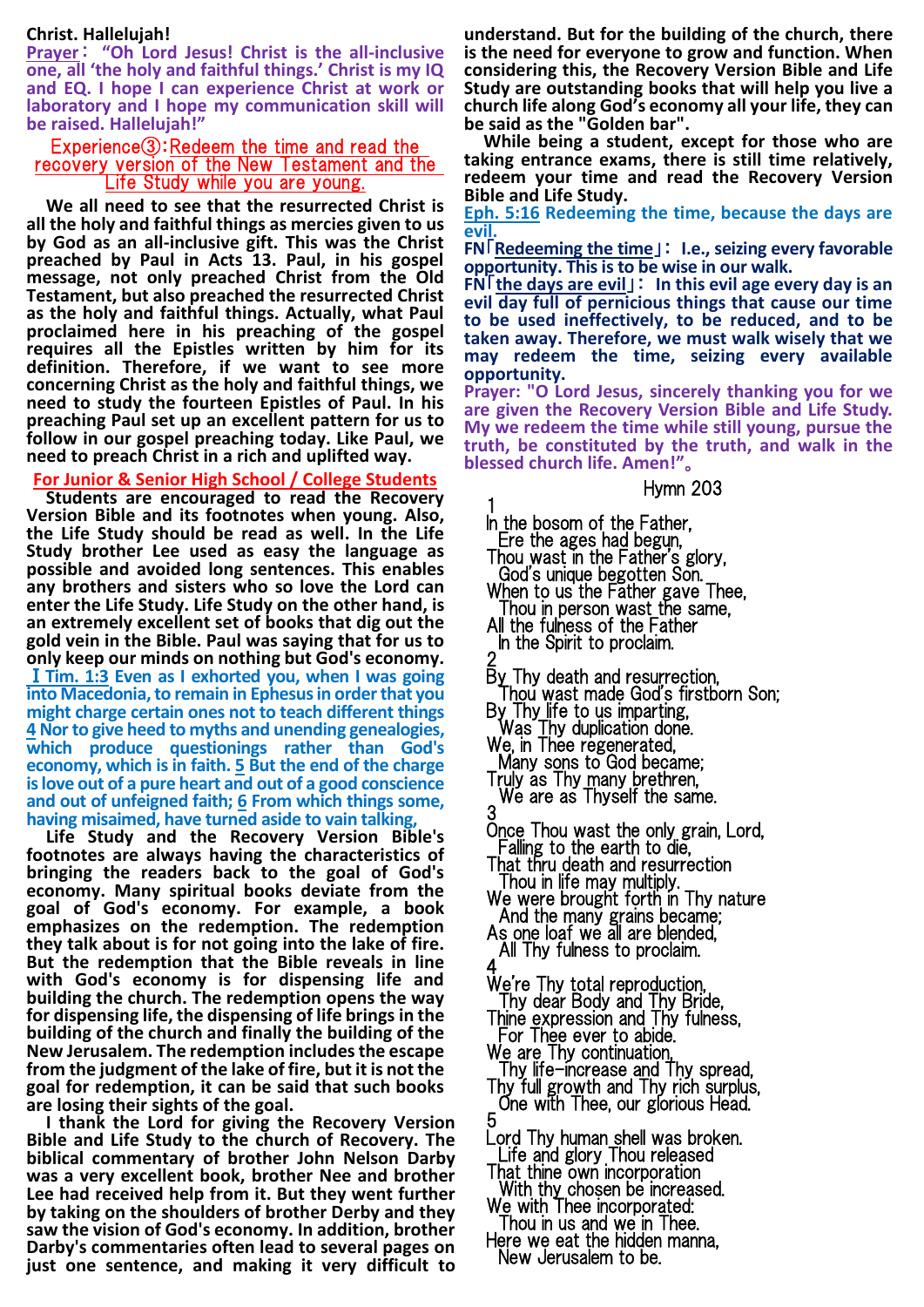**Christ. Hallelujah!**

**Prayer： "Oh Lord Jesus! Christ is the all-inclusive one, all 'the holy and faithful things.' Christ is my IQ and EQ. I hope I can experience Christ at work or laboratory and I hope my communication skill will be raised. Hallelujah!"**

## Experience③：Redeem the time and read the recovery version of the New Testament and the Life Study while you are young.

**We all need to see that the resurrected Christ is all the holy and faithful things as mercies given to us by God as an all-inclusive gift. This was the Christ preached by Paul in Acts 13. Paul, in his gospel message, not only preached Christ from the Old Testament, but also preached the resurrected Christ as the holy and faithful things. Actually, what Paul proclaimed here in his preaching of the gospel requires all the Epistles written by him for its definition. Therefore, if we want to see more concerning Christ as the holy and faithful things, we need to study the fourteen Epistles of Paul. In his preaching Paul set up an excellent pattern for us to follow in our gospel preaching today. Like Paul, we need to preach Christ in a rich and uplifted way.**

### For Junior & Senior High School / College Students

**Students are encouraged to read the Recovery Version Bible and its footnotes when young. Also, the Life Study should be read as well. In the Life Study brother Lee used as easy the language as possible and avoided long sentences. This enables any brothers and sisters who so love the Lord can enter the Life Study. Life Study on the other hand, is an extremely excellent set of books that dig out the gold vein in the Bible. Paul was saying that for us to only keep our minds on nothing but God's economy.**

**Ⅰ Tim. 1:3 Even as I exhorted you, when I was going into Macedonia, to remain in Ephesus in order that you might charge certain ones not to teach different things 4 Nor to give heed to myths and unending genealogies, which produce questionings rather than God's economy, which is in faith. 5 But the end of the charge is love out of a pure heart and out of a good conscience and out of unfeigned faith; 6 From which things some, having misaimed, have turned aside to vain talking,**

**Life Study and the Recovery Version Bible's footnotes are always having the characteristics of bringing the readers back to the goal of God's economy. Many spiritual books deviate from the goal of God's economy. For example, a book emphasizes on the redemption. The redemption they talk about is for not going into the lake of fire. But the redemption that the Bible reveals in line with God's economy is for dispensing life and building the church. The redemption opens the way for dispensing life, the dispensing of life brings in the building of the church and finally the building of the New Jerusalem. The redemption includes the escape from the judgment of the lake of fire, but it is not the goal for redemption, it can be said that such books are losing their sights of the goal.**

**I thank the Lord for giving the Recovery Version Bible and Life Study to the church of Recovery. The biblical commentary of brother John Nelson Darby was a very excellent book, brother Nee and brother Lee had received help from it. But they went further by taking on the shoulders of brother Derby and they saw the vision of God's economy. In addition, brother Darby's commentaries often lead to several pages on just one sentence, and making it very difficult to understand. But for the building of the church, there is the need for everyone to grow and function. When considering this, the Recovery Version Bible and Life Study are outstanding books that will help you live a church life along God's economy all your life, they can be said as the "Golden bar".**

**While being a student, except for those who are taking entrance exams, there is still time relatively, redeem your time and read the Recovery Version Bible and Life Study.**

**Eph. 5:16 Redeeming the time, because the days are evil.**

**FN「Redeeming the time」： I.e., seizing every favorable opportunity. This is to be wise in our walk.**

**FN「the days are evil」： In this evil age every day is an evil day full of pernicious things that cause our time to be used ineffectively, to be reduced, and to be taken away. Therefore, we must walk wisely that we may redeem the time, seizing every available opportunity.**

**Prayer: "O Lord Jesus, sincerely thanking you for we are given the Recovery Version Bible and Life Study. My we redeem the time while still young, pursue the truth, be constituted by the truth, and walk in the blessed church life. Amen!"。**

### Hymn 203

1
In the bosom of the Father,
Ere the ages had begun,
Thou wast in the Father's glory,
God's unique begotten Son.
When to us the Father gave Thee,
Thou in person wast the same,
All the fulness of the Father
In the Spirit to proclaim.

2
By Thy death and resurrection,
Thou wast made God's firstborn Son;
By Thy life to us imparting,
Was Thy duplication done.
We, in Thee regenerated,
Many sons to God became;
Truly as Thy many brethren,
We are as Thyself the same.

3
Once Thou wast the only grain, Lord,
Falling to the earth to die,
That thru death and resurrection
Thou in life may multiply.
We were brought forth in Thy nature
And the many grains became;
As one loaf we all are blended,
All Thy fulness to proclaim.

4
We're Thy total reproduction,
Thy dear Body and Thy Bride,
Thine expression and Thy fulness,
For Thee ever to abide.
We are Thy continuation,
Thy life-increase and Thy spread,
Thy full growth and Thy rich surplus,
One with Thee, our glorious Head.

5
Lord Thy human shell was broken.
Life and glory Thou released
That thine own incorporation
With thy chosen be increased.
We with Thee incorporated:
Thou in us and we in Thee.
Here we eat the hidden manna,
New Jerusalem to be.